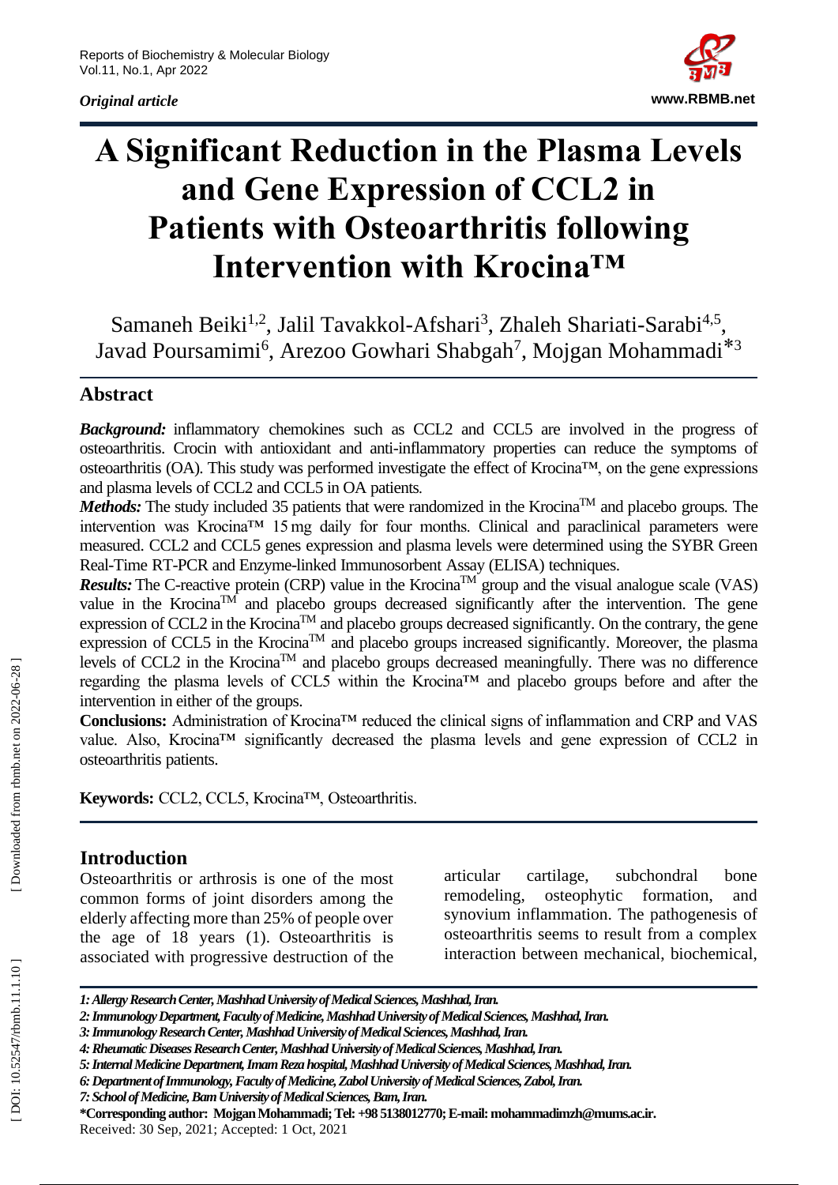*Original article*

# A Significant Reduction in the Plasma Levels and Gene Expression of CCL2 in Patients with Osteoarthritis following Intervention with Krocina™

Samaneh Beiki[1,2], Jalil Tavakkol-Afshari[3], Zhaleh Shariati-Sarabi[4,5], Javad Poursamimi[6], Arezoo Gowhari Shabgah[7], Mojgan Mohammadi*[3]

## Abstract

***Background:*** inflammatory chemokines such as CCL2 and CCL5 are involved in the progress of osteoarthritis. Crocin with antioxidant and anti-inflammatory properties can reduce the symptoms of osteoarthritis (OA). This study was performed investigate the effect of Krocina™, on the gene expressions and plasma levels of CCL2 and CCL5 in OA patients.

***Methods:*** The study included 35 patients that were randomized in the Krocina™ and placebo groups. The intervention was Krocina™ 15 mg daily for four months. Clinical and paraclinical parameters were measured. CCL2 and CCL5 genes expression and plasma levels were determined using the SYBR Green Real-Time RT-PCR and Enzyme-linked Immunosorbent Assay (ELISA) techniques.

***Results:*** The C-reactive protein (CRP) value in the Krocina™ group and the visual analogue scale (VAS) value in the Krocina™ and placebo groups decreased significantly after the intervention. The gene expression of CCL2 in the Krocina™ and placebo groups decreased significantly. On the contrary, the gene expression of CCL5 in the Krocina™ and placebo groups increased significantly. Moreover, the plasma levels of CCL2 in the Krocina™ and placebo groups decreased meaningfully. There was no difference regarding the plasma levels of CCL5 within the Krocina™ and placebo groups before and after the intervention in either of the groups.

**Conclusions:** Administration of Krocina™ reduced the clinical signs of inflammation and CRP and VAS value. Also, Krocina™ significantly decreased the plasma levels and gene expression of CCL2 in osteoarthritis patients.

**Keywords:** CCL2, CCL5, Krocina™, Osteoarthritis.

## Introduction

Osteoarthritis or arthrosis is one of the most common forms of joint disorders among the elderly affecting more than 25% of people over the age of 18 years (1). Osteoarthritis is associated with progressive destruction of the articular cartilage, subchondral bone remodeling, osteophytic formation, and synovium inflammation. The pathogenesis of osteoarthritis seems to result from a complex interaction between mechanical, biochemical,

*1: Allergy Research Center, Mashhad University of Medical Sciences, Mashhad, Iran.*
*2: Immunology Department, Faculty of Medicine, Mashhad University of Medical Sciences, Mashhad, Iran.*
*3: Immunology Research Center, Mashhad University of Medical Sciences, Mashhad, Iran.*
*4: Rheumatic Diseases Research Center, Mashhad University of Medical Sciences, Mashhad, Iran.*
*5: Internal Medicine Department, Imam Reza hospital, Mashhad University of Medical Sciences, Mashhad, Iran.*
*6: Department of Immunology, Faculty of Medicine, Zabol University of Medical Sciences, Zabol, Iran.*
*7: School of Medicine, Bam University of Medical Sciences, Bam, Iran.*

**\*Corresponding author: Mojgan Mohammadi; Tel: +98 5138012770; E-mail: mohammadimzh@mums.ac.ir.**

Received: 30 Sep, 2021; Accepted: 1 Oct, 2021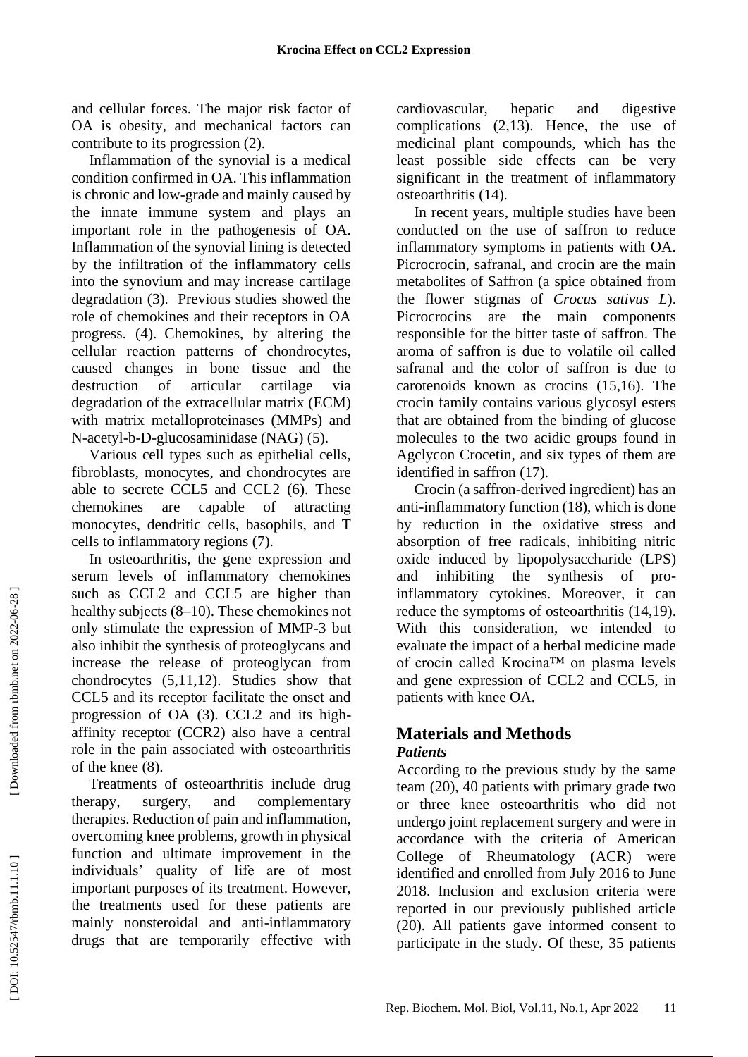and cellular forces. The major risk factor of OA is obesity, and mechanical factors can contribute to its progression (2).

Inflammation of the synovial is a medical condition confirmed in OA. This inflammation is chronic and low-grade and mainly caused by the innate immune system and plays an important role in the pathogenesis of OA. Inflammation of the synovial lining is detected by the infiltration of the inflammatory cells into the synovium and may increase cartilage degradation (3). Previous studies showed the role of chemokines and their receptors in OA progress. (4). Chemokines, by altering the cellular reaction patterns of chondrocytes, caused changes in bone tissue and the destruction of articular cartilage via degradation of the extracellular matrix (ECM) with matrix metalloproteinases (MMPs) and N-acetyl-b-D-glucosaminidase (NAG) (5).

Various cell types such as epithelial cells, fibroblasts, monocytes, and chondrocytes are able to secrete CCL5 and CCL2 (6). These chemokines are capable of attracting monocytes, dendritic cells, basophils, and T cells to inflammatory regions (7).

In osteoarthritis, the gene expression and serum levels of inflammatory chemokines such as CCL2 and CCL5 are higher than healthy subjects (8–10). These chemokines not only stimulate the expression of MMP-3 but also inhibit the synthesis of proteoglycans and increase the release of proteoglycan from chondrocytes (5,11,12). Studies show that CCL5 and its receptor facilitate the onset and progression of OA (3). CCL2 and its high-affinity receptor (CCR2) also have a central role in the pain associated with osteoarthritis of the knee (8).

Treatments of osteoarthritis include drug therapy, surgery, and complementary therapies. Reduction of pain and inflammation, overcoming knee problems, growth in physical function and ultimate improvement in the individuals' quality of life are of most important purposes of its treatment. However, the treatments used for these patients are mainly nonsteroidal and anti-inflammatory drugs that are temporarily effective with cardiovascular, hepatic and digestive complications (2,13). Hence, the use of medicinal plant compounds, which has the least possible side effects can be very significant in the treatment of inflammatory osteoarthritis (14).

In recent years, multiple studies have been conducted on the use of saffron to reduce inflammatory symptoms in patients with OA. Picrocrocin, safranal, and crocin are the main metabolites of Saffron (a spice obtained from the flower stigmas of *Crocus sativus L*). Picrocrocins are the main components responsible for the bitter taste of saffron. The aroma of saffron is due to volatile oil called safranal and the color of saffron is due to carotenoids known as crocins (15,16). The crocin family contains various glycosyl esters that are obtained from the binding of glucose molecules to the two acidic groups found in Agclycon Crocetin, and six types of them are identified in saffron (17).

Crocin (a saffron-derived ingredient) has an anti-inflammatory function (18), which is done by reduction in the oxidative stress and absorption of free radicals, inhibiting nitric oxide induced by lipopolysaccharide (LPS) and inhibiting the synthesis of pro-inflammatory cytokines. Moreover, it can reduce the symptoms of osteoarthritis (14,19). With this consideration, we intended to evaluate the impact of a herbal medicine made of crocin called Krocina™ on plasma levels and gene expression of CCL2 and CCL5, in patients with knee OA.

## Materials and Methods

### *Patients*

According to the previous study by the same team (20), 40 patients with primary grade two or three knee osteoarthritis who did not undergo joint replacement surgery and were in accordance with the criteria of American College of Rheumatology (ACR) were identified and enrolled from July 2016 to June 2018. Inclusion and exclusion criteria were reported in our previously published article (20). All patients gave informed consent to participate in the study. Of these, 35 patients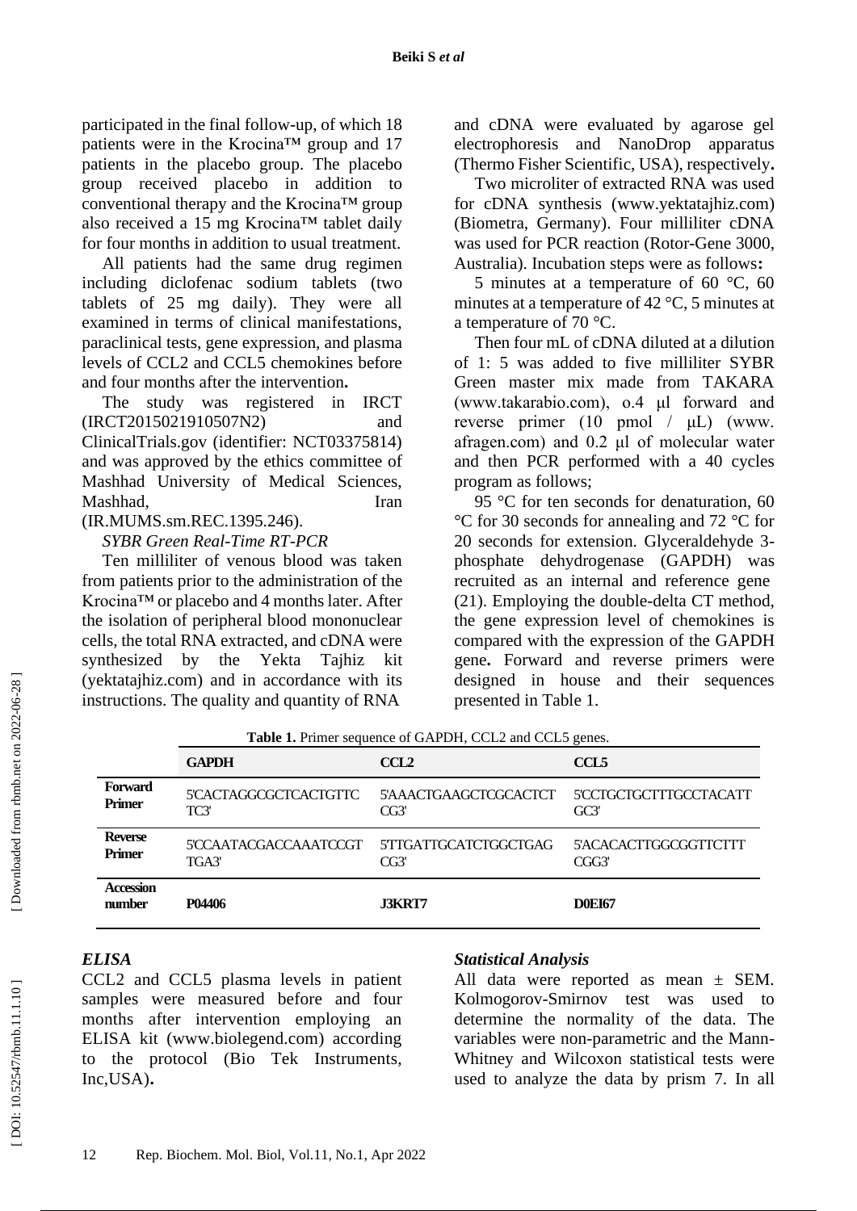participated in the final follow-up, of which 18 patients were in the Krocina™ group and 17 patients in the placebo group. The placebo group received placebo in addition to conventional therapy and the Krocina™ group also received a 15 mg Krocina™ tablet daily for four months in addition to usual treatment.

All patients had the same drug regimen including diclofenac sodium tablets (two tablets of 25 mg daily). They were all examined in terms of clinical manifestations, paraclinical tests, gene expression, and plasma levels of CCL2 and CCL5 chemokines before and four months after the intervention**.**

The study was registered in IRCT (IRCT2015021910507N2) and ClinicalTrials.gov (identifier: NCT03375814) and was approved by the ethics committee of Mashhad University of Medical Sciences, Mashhad, Iran (IR.MUMS.sm.REC.1395.246).

*SYBR Green Real-Time RT-PCR*

Ten milliliter of venous blood was taken from patients prior to the administration of the Krocina™ or placebo and 4 months later. After the isolation of peripheral blood mononuclear cells, the total RNA extracted, and cDNA were synthesized by the Yekta Tajhiz kit (yektatajhiz.com) and in accordance with its instructions. The quality and quantity of RNA and cDNA were evaluated by agarose gel electrophoresis and NanoDrop apparatus (Thermo Fisher Scientific, USA), respectively**.**

Two microliter of extracted RNA was used for cDNA synthesis (www.yektatajhiz.com) (Biometra, Germany). Four milliliter cDNA was used for PCR reaction (Rotor-Gene 3000, Australia). Incubation steps were as follows**:**

5 minutes at a temperature of 60 °C, 60 minutes at a temperature of 42 °C, 5 minutes at a temperature of 70 °C.

Then four mL of cDNA diluted at a dilution of 1: 5 was added to five milliliter SYBR Green master mix made from TAKARA (www.takarabio.com), o.4 μl forward and reverse primer (10 pmol / μL) (www. afragen.com) and 0.2 μl of molecular water and then PCR performed with a 40 cycles program as follows;

95 °C for ten seconds for denaturation, 60 °C for 30 seconds for annealing and 72 °C for 20 seconds for extension. Glyceraldehyde 3-phosphate dehydrogenase (GAPDH) was recruited as an internal and reference gene (21). Employing the double-delta CT method, the gene expression level of chemokines is compared with the expression of the GAPDH gene**.** Forward and reverse primers were designed in house and their sequences presented in Table 1.

**Table 1.** Primer sequence of GAPDH, CCL2 and CCL5 genes.

| | GAPDH | CCL2 | CCL5 |
|---|---|---|---|
| **Forward Primer** | 5'CACTAGGCGCTCACTGTTCTC3' | 5'AAACTGAAGCTCGCACTCTCG3' | 5'CCTGCTGCTTTGCCTACATTGC3' |
| **Reverse Primer** | 5'CCAATACGACCAAATCCGTTGA3' | 5'TTGATTGCATCTGGCTGAGCG3' | 5'ACACACTTGGCGGTTCTTTCGG3' |
| **Accession number** | **P04406** | **J3KRT7** | **D0EI67** |

*ELISA*

CCL2 and CCL5 plasma levels in patient samples were measured before and four months after intervention employing an ELISA kit (www.biolegend.com) according to the protocol (Bio Tek Instruments, Inc,USA)**.**

*Statistical Analysis*

All data were reported as mean ± SEM. Kolmogorov-Smirnov test was used to determine the normality of the data. The variables were non-parametric and the Mann-Whitney and Wilcoxon statistical tests were used to analyze the data by prism 7. In all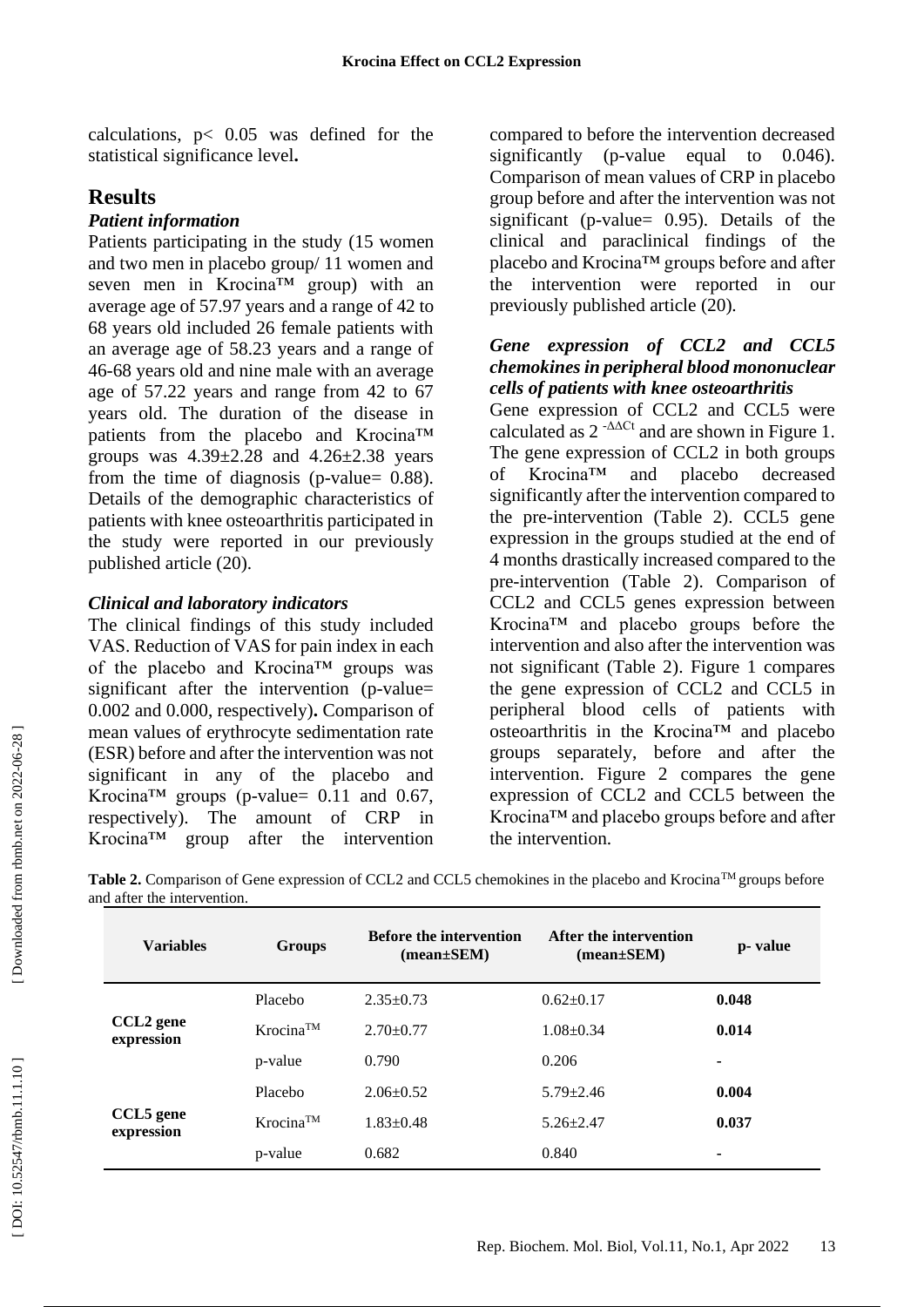calculations, $p < 0.05$ was defined for the statistical significance level**.**

## Results

### *Patient information*

Patients participating in the study (15 women and two men in placebo group/ 11 women and seven men in Krocina™ group) with an average age of 57.97 years and a range of 42 to 68 years old included 26 female patients with an average age of 58.23 years and a range of 46-68 years old and nine male with an average age of 57.22 years and range from 42 to 67 years old. The duration of the disease in patients from the placebo and Krocina™ groups was 4.39±2.28 and 4.26±2.38 years from the time of diagnosis (p-value= 0.88). Details of the demographic characteristics of patients with knee osteoarthritis participated in the study were reported in our previously published article (20).

### *Clinical and laboratory indicators*

The clinical findings of this study included VAS. Reduction of VAS for pain index in each of the placebo and Krocina™ groups was significant after the intervention (p-value= 0.002 and 0.000, respectively)**.** Comparison of mean values of erythrocyte sedimentation rate (ESR) before and after the intervention was not significant in any of the placebo and Krocina™ groups (p-value= 0.11 and 0.67, respectively). The amount of CRP in Krocina™ group after the intervention compared to before the intervention decreased significantly (p-value equal to 0.046). Comparison of mean values of CRP in placebo group before and after the intervention was not significant (p-value= 0.95). Details of the clinical and paraclinical findings of the placebo and Krocina™ groups before and after the intervention were reported in our previously published article (20).

### *Gene expression of CCL2 and CCL5 chemokines in peripheral blood mononuclear cells of patients with knee osteoarthritis*

Gene expression of CCL2 and CCL5 were calculated as $2^{-\Delta\Delta Ct}$ and are shown in Figure 1. The gene expression of CCL2 in both groups of Krocina™ and placebo decreased significantly after the intervention compared to the pre-intervention (Table 2). CCL5 gene expression in the groups studied at the end of 4 months drastically increased compared to the pre-intervention (Table 2). Comparison of CCL2 and CCL5 genes expression between Krocina™ and placebo groups before the intervention and also after the intervention was not significant (Table 2). Figure 1 compares the gene expression of CCL2 and CCL5 in peripheral blood cells of patients with osteoarthritis in the Krocina™ and placebo groups separately, before and after the intervention. Figure 2 compares the gene expression of CCL2 and CCL5 between the Krocina™ and placebo groups before and after the intervention.

**Table 2.** Comparison of Gene expression of CCL2 and CCL5 chemokines in the placebo and Krocina™ groups before and after the intervention.

| Variables | Groups | Before the intervention (mean±SEM) | After the intervention (mean±SEM) | p- value |
|---|---|---|---|---|
| CCL2 gene expression | Placebo | 2.35±0.73 | 0.62±0.17 | **0.048** |
| | Krocina™ | 2.70±0.77 | 1.08±0.34 | **0.014** |
| | p-value | 0.790 | 0.206 | - |
| CCL5 gene expression | Placebo | 2.06±0.52 | 5.79±2.46 | **0.004** |
| | Krocina™ | 1.83±0.48 | 5.26±2.47 | **0.037** |
| | p-value | 0.682 | 0.840 | - |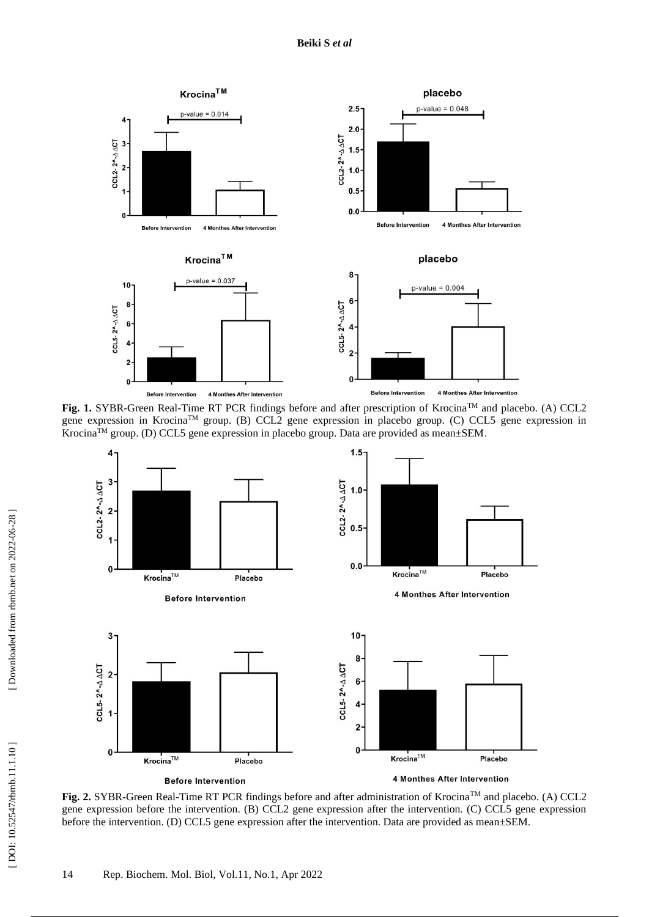**Fig. 1.** SYBR-Green Real-Time RT PCR findings before and after prescription of Krocina[TM] and placebo. (A) CCL2 gene expression in Krocina[TM] group. (B) CCL2 gene expression in placebo group. (C) CCL5 gene expression in Krocina[TM] group. (D) CCL5 gene expression in placebo group. Data are provided as mean±SEM.

**Fig. 2.** SYBR-Green Real-Time RT PCR findings before and after administration of Krocina[TM] and placebo. (A) CCL2 gene expression before the intervention. (B) CCL2 gene expression after the intervention. (C) CCL5 gene expression before the intervention. (D) CCL5 gene expression after the intervention. Data are provided as mean±SEM.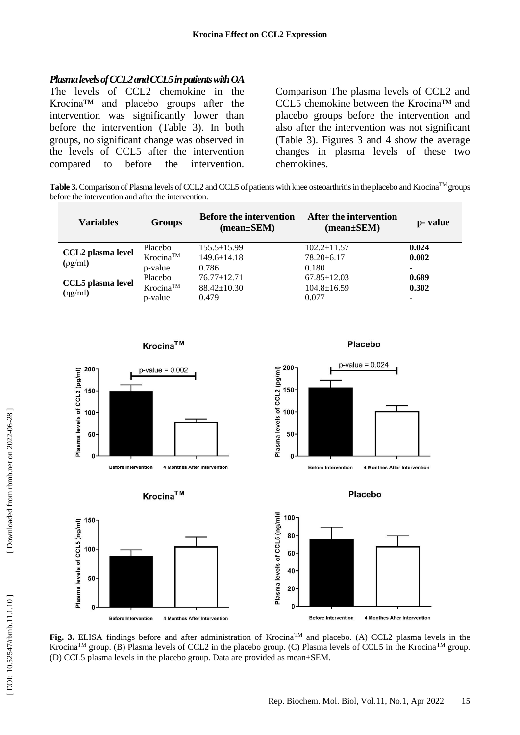### *Plasma levels of CCL2 and CCL5 in patients with OA*

The levels of CCL2 chemokine in the Krocina™ and placebo groups after the intervention was significantly lower than before the intervention (Table 3). In both groups, no significant change was observed in the levels of CCL5 after the intervention compared to before the intervention. Comparison The plasma levels of CCL2 and CCL5 chemokine between the Krocina™ and placebo groups before the intervention and also after the intervention was not significant (Table 3). Figures 3 and 4 show the average changes in plasma levels of these two chemokines.

**Table 3.** Comparison of Plasma levels of CCL2 and CCL5 of patients with knee osteoarthritis in the placebo and Krocina™ groups before the intervention and after the intervention.

| Variables | Groups | Before the intervention (mean±SEM) | After the intervention (mean±SEM) | p- value |
|---|---|---|---|---|
| **CCL2 plasma level** (ρg/ml) | Placebo | 155.5±15.99 | 102.2±11.57 | **0.024** |
| | Krocina™ | 149.6±14.18 | 78.20±6.17 | **0.002** |
| | p-value | 0.786 | 0.180 | - |
| **CCL5 plasma level** (ηg/ml) | Placebo | 76.77±12.71 | 67.85±12.03 | **0.689** |
| | Krocina™ | 88.42±10.30 | 104.8±16.59 | **0.302** |
| | p-value | 0.479 | 0.077 | - |

**Fig. 3.** ELISA findings before and after administration of Krocina™ and placebo. (A) CCL2 plasma levels in the Krocina™ group. (B) Plasma levels of CCL2 in the placebo group. (C) Plasma levels of CCL5 in the Krocina™ group. (D) CCL5 plasma levels in the placebo group. Data are provided as mean±SEM.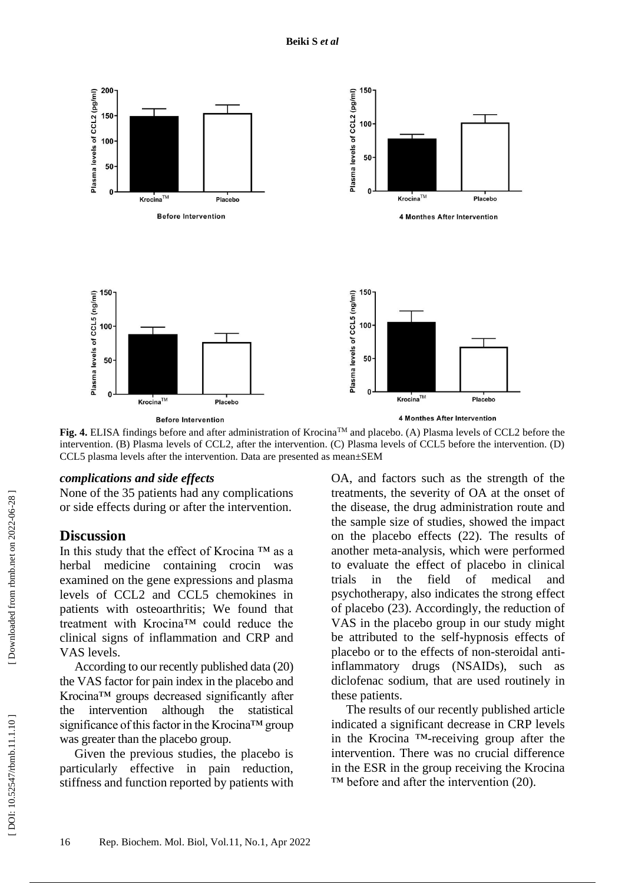**Fig. 4.** ELISA findings before and after administration of Krocina™ and placebo. (A) Plasma levels of CCL2 before the intervention. (B) Plasma levels of CCL2, after the intervention. (C) Plasma levels of CCL5 before the intervention. (D) CCL5 plasma levels after the intervention. Data are presented as mean±SEM

### *complications and side effects*

None of the 35 patients had any complications or side effects during or after the intervention.

## Discussion

In this study that the effect of Krocina ™ as a herbal medicine containing crocin was examined on the gene expressions and plasma levels of CCL2 and CCL5 chemokines in patients with osteoarthritis; We found that treatment with Krocina™ could reduce the clinical signs of inflammation and CRP and VAS levels.

According to our recently published data (20) the VAS factor for pain index in the placebo and Krocina™ groups decreased significantly after the intervention although the statistical significance of this factor in the Krocina™ group was greater than the placebo group.

Given the previous studies, the placebo is particularly effective in pain reduction, stiffness and function reported by patients with OA, and factors such as the strength of the treatments, the severity of OA at the onset of the disease, the drug administration route and the sample size of studies, showed the impact on the placebo effects (22). The results of another meta-analysis, which were performed to evaluate the effect of placebo in clinical trials in the field of medical and psychotherapy, also indicates the strong effect of placebo (23). Accordingly, the reduction of VAS in the placebo group in our study might be attributed to the self-hypnosis effects of placebo or to the effects of non-steroidal anti-inflammatory drugs (NSAIDs), such as diclofenac sodium, that are used routinely in these patients.

The results of our recently published article indicated a significant decrease in CRP levels in the Krocina ™-receiving group after the intervention. There was no crucial difference in the ESR in the group receiving the Krocina ™ before and after the intervention (20).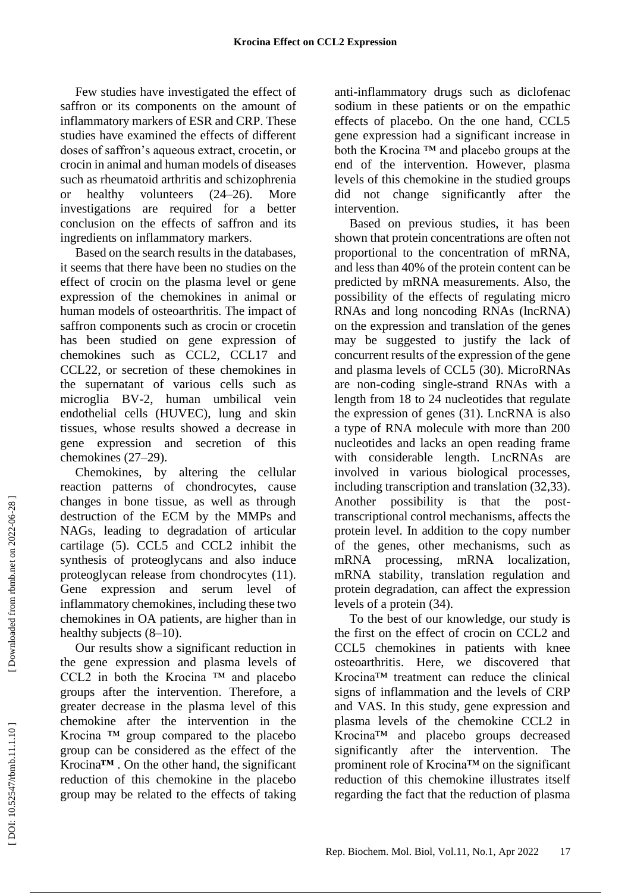Few studies have investigated the effect of saffron or its components on the amount of inflammatory markers of ESR and CRP. These studies have examined the effects of different doses of saffron's aqueous extract, crocetin, or crocin in animal and human models of diseases such as rheumatoid arthritis and schizophrenia or healthy volunteers (24–26). More investigations are required for a better conclusion on the effects of saffron and its ingredients on inflammatory markers.

Based on the search results in the databases, it seems that there have been no studies on the effect of crocin on the plasma level or gene expression of the chemokines in animal or human models of osteoarthritis. The impact of saffron components such as crocin or crocetin has been studied on gene expression of chemokines such as CCL2, CCL17 and CCL22, or secretion of these chemokines in the supernatant of various cells such as microglia BV-2, human umbilical vein endothelial cells (HUVEC), lung and skin tissues, whose results showed a decrease in gene expression and secretion of this chemokines (27–29).

Chemokines, by altering the cellular reaction patterns of chondrocytes, cause changes in bone tissue, as well as through destruction of the ECM by the MMPs and NAGs, leading to degradation of articular cartilage (5). CCL5 and CCL2 inhibit the synthesis of proteoglycans and also induce proteoglycan release from chondrocytes (11). Gene expression and serum level of inflammatory chemokines, including these two chemokines in OA patients, are higher than in healthy subjects (8–10).

Our results show a significant reduction in the gene expression and plasma levels of CCL2 in both the Krocina ™ and placebo groups after the intervention. Therefore, a greater decrease in the plasma level of this chemokine after the intervention in the Krocina ™ group compared to the placebo group can be considered as the effect of the Krocina**™** . On the other hand, the significant reduction of this chemokine in the placebo group may be related to the effects of taking anti-inflammatory drugs such as diclofenac sodium in these patients or on the empathic effects of placebo. On the one hand, CCL5 gene expression had a significant increase in both the Krocina ™ and placebo groups at the end of the intervention. However, plasma levels of this chemokine in the studied groups did not change significantly after the intervention.

Based on previous studies, it has been shown that protein concentrations are often not proportional to the concentration of mRNA, and less than 40% of the protein content can be predicted by mRNA measurements. Also, the possibility of the effects of regulating micro RNAs and long noncoding RNAs (lncRNA) on the expression and translation of the genes may be suggested to justify the lack of concurrent results of the expression of the gene and plasma levels of CCL5 (30). MicroRNAs are non-coding single-strand RNAs with a length from 18 to 24 nucleotides that regulate the expression of genes (31). LncRNA is also a type of RNA molecule with more than 200 nucleotides and lacks an open reading frame with considerable length. LncRNAs are involved in various biological processes, including transcription and translation (32,33). Another possibility is that the post-transcriptional control mechanisms, affects the protein level. In addition to the copy number of the genes, other mechanisms, such as mRNA processing, mRNA localization, mRNA stability, translation regulation and protein degradation, can affect the expression levels of a protein (34).

To the best of our knowledge, our study is the first on the effect of crocin on CCL2 and CCL5 chemokines in patients with knee osteoarthritis. Here, we discovered that Krocina™ treatment can reduce the clinical signs of inflammation and the levels of CRP and VAS. In this study, gene expression and plasma levels of the chemokine CCL2 in Krocina™ and placebo groups decreased significantly after the intervention. The prominent role of Krocina™ on the significant reduction of this chemokine illustrates itself regarding the fact that the reduction of plasma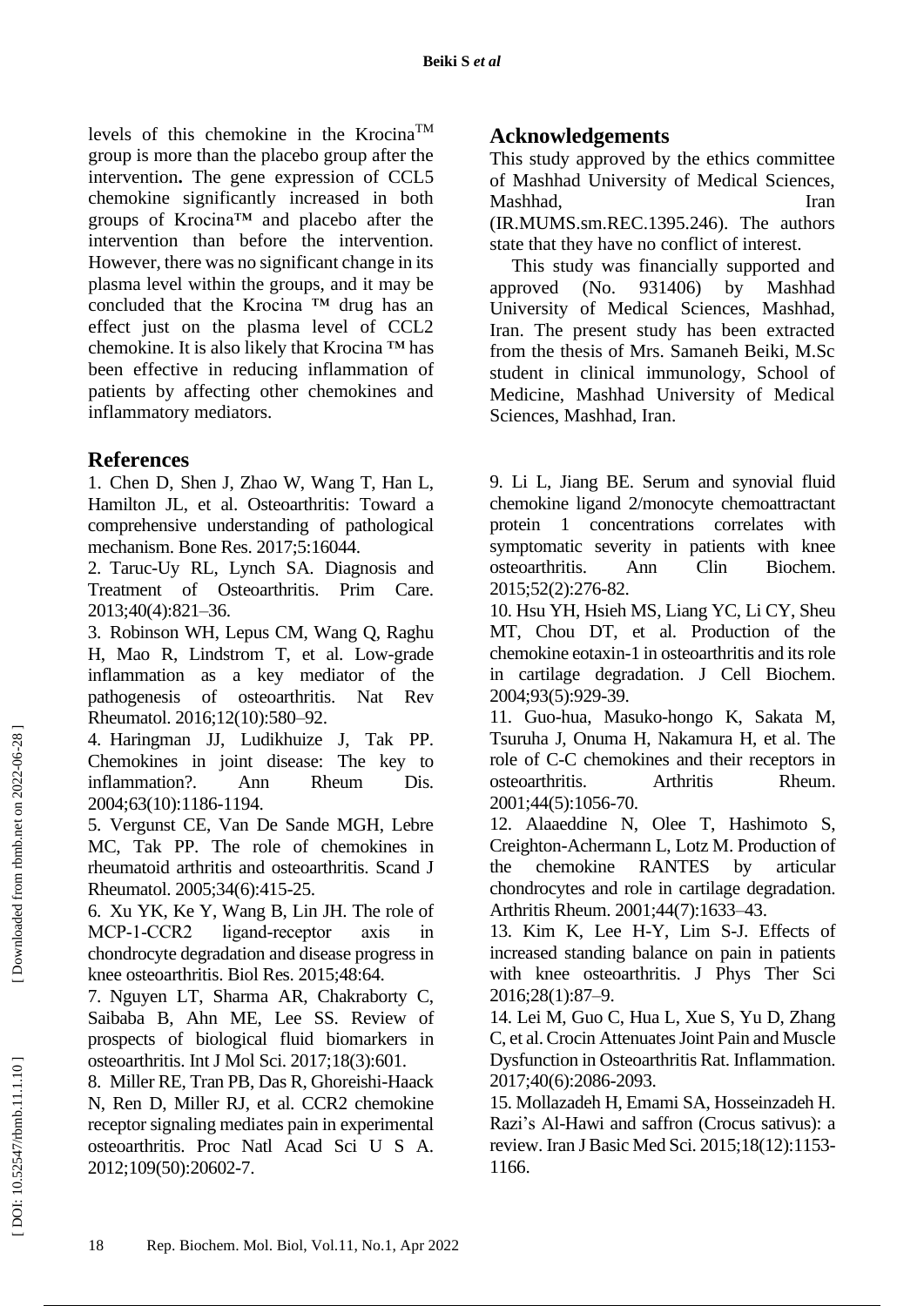levels of this chemokine in the Krocina™ group is more than the placebo group after the intervention**.** The gene expression of CCL5 chemokine significantly increased in both groups of Krocina™ and placebo after the intervention than before the intervention. However, there was no significant change in its plasma level within the groups, and it may be concluded that the Krocina ™ drug has an effect just on the plasma level of CCL2 chemokine. It is also likely that Krocina ™ has been effective in reducing inflammation of patients by affecting other chemokines and inflammatory mediators.

## Acknowledgements

This study approved by the ethics committee of Mashhad University of Medical Sciences, Mashhad, Iran (IR.MUMS.sm.REC.1395.246). The authors state that they have no conflict of interest.

This study was financially supported and approved (No. 931406) by Mashhad University of Medical Sciences, Mashhad, Iran. The present study has been extracted from the thesis of Mrs. Samaneh Beiki, M.Sc student in clinical immunology, School of Medicine, Mashhad University of Medical Sciences, Mashhad, Iran.

## References

1. Chen D, Shen J, Zhao W, Wang T, Han L, Hamilton JL, et al. Osteoarthritis: Toward a comprehensive understanding of pathological mechanism. Bone Res. 2017;5:16044.
2. Taruc-Uy RL, Lynch SA. Diagnosis and Treatment of Osteoarthritis. Prim Care. 2013;40(4):821–36.
3. Robinson WH, Lepus CM, Wang Q, Raghu H, Mao R, Lindstrom T, et al. Low-grade inflammation as a key mediator of the pathogenesis of osteoarthritis. Nat Rev Rheumatol. 2016;12(10):580–92.
4. Haringman JJ, Ludikhuize J, Tak PP. Chemokines in joint disease: The key to inflammation?. Ann Rheum Dis. 2004;63(10):1186-1194.
5. Vergunst CE, Van De Sande MGH, Lebre MC, Tak PP. The role of chemokines in rheumatoid arthritis and osteoarthritis. Scand J Rheumatol. 2005;34(6):415-25.
6. Xu YK, Ke Y, Wang B, Lin JH. The role of MCP-1-CCR2 ligand-receptor axis in chondrocyte degradation and disease progress in knee osteoarthritis. Biol Res. 2015;48:64.
7. Nguyen LT, Sharma AR, Chakraborty C, Saibaba B, Ahn ME, Lee SS. Review of prospects of biological fluid biomarkers in osteoarthritis. Int J Mol Sci. 2017;18(3):601.
8. Miller RE, Tran PB, Das R, Ghoreishi-Haack N, Ren D, Miller RJ, et al. CCR2 chemokine receptor signaling mediates pain in experimental osteoarthritis. Proc Natl Acad Sci U S A. 2012;109(50):20602-7.
9. Li L, Jiang BE. Serum and synovial fluid chemokine ligand 2/monocyte chemoattractant protein 1 concentrations correlates with symptomatic severity in patients with knee osteoarthritis. Ann Clin Biochem. 2015;52(2):276-82.
10. Hsu YH, Hsieh MS, Liang YC, Li CY, Sheu MT, Chou DT, et al. Production of the chemokine eotaxin-1 in osteoarthritis and its role in cartilage degradation. J Cell Biochem. 2004;93(5):929-39.
11. Guo-hua, Masuko-hongo K, Sakata M, Tsuruha J, Onuma H, Nakamura H, et al. The role of C-C chemokines and their receptors in osteoarthritis. Arthritis Rheum. 2001;44(5):1056-70.
12. Alaaeddine N, Olee T, Hashimoto S, Creighton-Achermann L, Lotz M. Production of the chemokine RANTES by articular chondrocytes and role in cartilage degradation. Arthritis Rheum. 2001;44(7):1633–43.
13. Kim K, Lee H-Y, Lim S-J. Effects of increased standing balance on pain in patients with knee osteoarthritis. J Phys Ther Sci 2016;28(1):87–9.
14. Lei M, Guo C, Hua L, Xue S, Yu D, Zhang C, et al. Crocin Attenuates Joint Pain and Muscle Dysfunction in Osteoarthritis Rat. Inflammation. 2017;40(6):2086-2093.
15. Mollazadeh H, Emami SA, Hosseinzadeh H. Razi's Al-Hawi and saffron (Crocus sativus): a review. Iran J Basic Med Sci. 2015;18(12):1153-1166.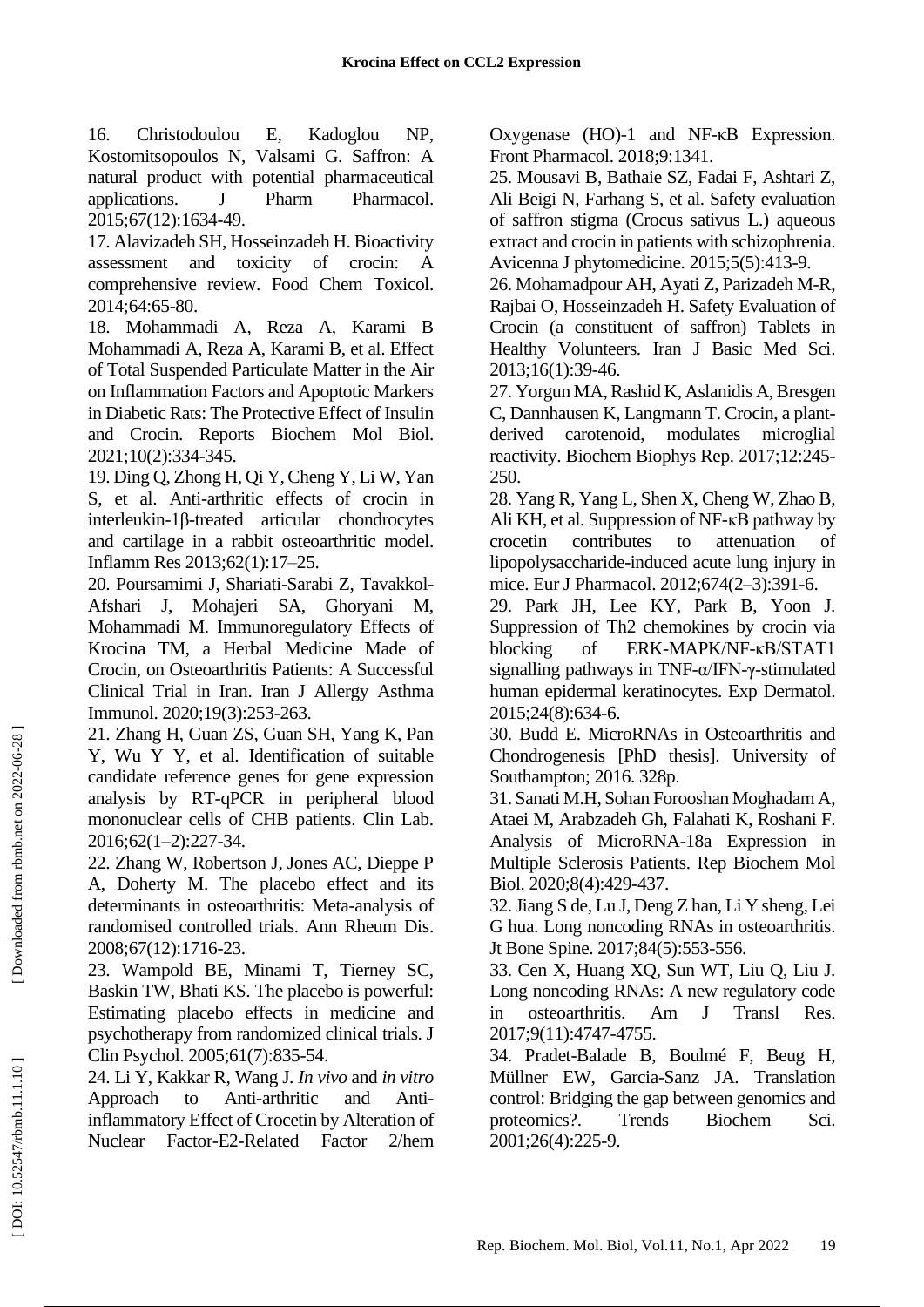16. Christodoulou E, Kadoglou NP, Kostomitsopoulos N, Valsami G. Saffron: A natural product with potential pharmaceutical applications. J Pharm Pharmacol. 2015;67(12):1634-49.

17. Alavizadeh SH, Hosseinzadeh H. Bioactivity assessment and toxicity of crocin: A comprehensive review. Food Chem Toxicol. 2014;64:65-80.

18. Mohammadi A, Reza A, Karami B Mohammadi A, Reza A, Karami B, et al. Effect of Total Suspended Particulate Matter in the Air on Inflammation Factors and Apoptotic Markers in Diabetic Rats: The Protective Effect of Insulin and Crocin. Reports Biochem Mol Biol. 2021;10(2):334-345.

19. Ding Q, Zhong H, Qi Y, Cheng Y, Li W, Yan S, et al. Anti-arthritic effects of crocin in interleukin-1β-treated articular chondrocytes and cartilage in a rabbit osteoarthritic model. Inflamm Res 2013;62(1):17–25.

20. Poursamimi J, Shariati-Sarabi Z, Tavakkol-Afshari J, Mohajeri SA, Ghoryani M, Mohammadi M. Immunoregulatory Effects of Krocina TM, a Herbal Medicine Made of Crocin, on Osteoarthritis Patients: A Successful Clinical Trial in Iran. Iran J Allergy Asthma Immunol. 2020;19(3):253-263.

21. Zhang H, Guan ZS, Guan SH, Yang K, Pan Y, Wu Y Y, et al. Identification of suitable candidate reference genes for gene expression analysis by RT-qPCR in peripheral blood mononuclear cells of CHB patients. Clin Lab. 2016;62(1–2):227-34.

22. Zhang W, Robertson J, Jones AC, Dieppe P A, Doherty M. The placebo effect and its determinants in osteoarthritis: Meta-analysis of randomised controlled trials. Ann Rheum Dis. 2008;67(12):1716-23.

23. Wampold BE, Minami T, Tierney SC, Baskin TW, Bhati KS. The placebo is powerful: Estimating placebo effects in medicine and psychotherapy from randomized clinical trials. J Clin Psychol. 2005;61(7):835-54.

24. Li Y, Kakkar R, Wang J. *In vivo* and *in vitro* Approach to Anti-arthritic and Anti-inflammatory Effect of Crocetin by Alteration of Nuclear Factor-E2-Related Factor 2/hem Oxygenase (HO)-1 and NF-κB Expression. Front Pharmacol. 2018;9:1341.

25. Mousavi B, Bathaie SZ, Fadai F, Ashtari Z, Ali Beigi N, Farhang S, et al. Safety evaluation of saffron stigma (Crocus sativus L.) aqueous extract and crocin in patients with schizophrenia. Avicenna J phytomedicine. 2015;5(5):413-9.

26. Mohamadpour AH, Ayati Z, Parizadeh M-R, Rajbai O, Hosseinzadeh H. Safety Evaluation of Crocin (a constituent of saffron) Tablets in Healthy Volunteers. Iran J Basic Med Sci. 2013;16(1):39-46.

27. Yorgun MA, Rashid K, Aslanidis A, Bresgen C, Dannhausen K, Langmann T. Crocin, a plant-derived carotenoid, modulates microglial reactivity. Biochem Biophys Rep. 2017;12:245-250.

28. Yang R, Yang L, Shen X, Cheng W, Zhao B, Ali KH, et al. Suppression of NF-κB pathway by crocetin contributes to attenuation of lipopolysaccharide-induced acute lung injury in mice. Eur J Pharmacol. 2012;674(2–3):391-6.

29. Park JH, Lee KY, Park B, Yoon J. Suppression of Th2 chemokines by crocin via blocking of ERK-MAPK/NF-κB/STAT1 signalling pathways in TNF-α/IFN-γ-stimulated human epidermal keratinocytes. Exp Dermatol. 2015;24(8):634-6.

30. Budd E. MicroRNAs in Osteoarthritis and Chondrogenesis [PhD thesis]. University of Southampton; 2016. 328p.

31. Sanati M.H, Sohan Forooshan Moghadam A, Ataei M, Arabzadeh Gh, Falahati K, Roshani F. Analysis of MicroRNA-18a Expression in Multiple Sclerosis Patients. Rep Biochem Mol Biol. 2020;8(4):429-437.

32. Jiang S de, Lu J, Deng Z han, Li Y sheng, Lei G hua. Long noncoding RNAs in osteoarthritis. Jt Bone Spine. 2017;84(5):553-556.

33. Cen X, Huang XQ, Sun WT, Liu Q, Liu J. Long noncoding RNAs: A new regulatory code in osteoarthritis. Am J Transl Res. 2017;9(11):4747-4755.

34. Pradet-Balade B, Boulmé F, Beug H, Müllner EW, Garcia-Sanz JA. Translation control: Bridging the gap between genomics and proteomics?. Trends Biochem Sci. 2001;26(4):225-9.